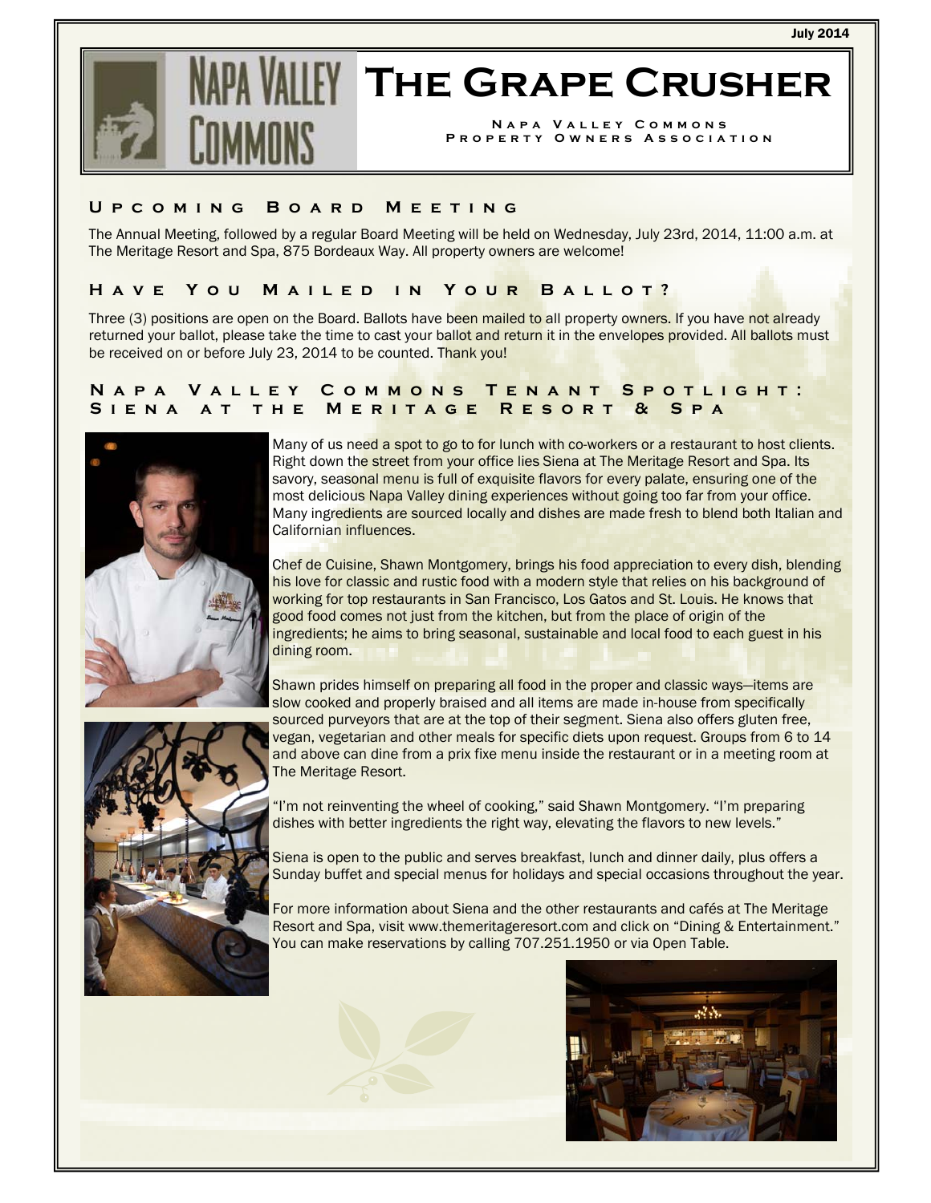July 2014

# The Grape Crusher

Napa Valley Commons Property Owners Association

## Upcoming Board Meeting

The Annual Meeting, followed by a regular Board Meeting will be held on Wednesday, July 23rd, 2014, 11:00 a.m. at The Meritage Resort and Spa, 875 Bordeaux Way. All property owners are welcome!

## Have You Mailed in Your Ballot?

Three (3) positions are open on the Board. Ballots have been mailed to all property owners. If you have not already returned your ballot, please take the time to cast your ballot and return it in the envelopes provided. All ballots must be received on or before July 23, 2014 to be counted. Thank you!

## Napa Valley Commons Tenant Spotlight: Siena at the Meritage Resort & Spa

Many of us need a spot to go to for lunch with co-workers or a restaurant to host clients. Right down the street from your office lies Siena at The Meritage Resort and Spa. Its savory, seasonal menu is full of exquisite flavors for every palate, ensuring one of the most delicious Napa Valley dining experiences without going too far from your office. Many ingredients are sourced locally and dishes are made fresh to blend both Italian and Californian influences.

Chef de Cuisine, Shawn Montgomery, brings his food appreciation to every dish, blending his love for classic and rustic food with a modern style that relies on his background of working for top restaurants in San Francisco, Los Gatos and St. Louis. He knows that good food comes not just from the kitchen, but from the place of origin of the ingredients; he aims to bring seasonal, sustainable and local food to each guest in his dining room.

Shawn prides himself on preparing all food in the proper and classic ways—items are slow cooked and properly braised and all items are made in-house from specifically sourced purveyors that are at the top of their segment. Siena also offers gluten free, vegan, vegetarian and other meals for specific diets upon request. Groups from 6 to 14 and above can dine from a prix fixe menu inside the restaurant or in a meeting room at The Meritage Resort.

"I'm not reinventing the wheel of cooking," said Shawn Montgomery. "I'm preparing dishes with better ingredients the right way, elevating the flavors to new levels."

Siena is open to the public and serves breakfast, lunch and dinner daily, plus offers a Sunday buffet and special menus for holidays and special occasions throughout the year.

For more information about Siena and the other restaurants and cafés at The Meritage Resort and Spa, visit www.themeritageresort.com and click on "Dining & Entertainment." You can make reservations by calling 707.251.1950 or via Open Table.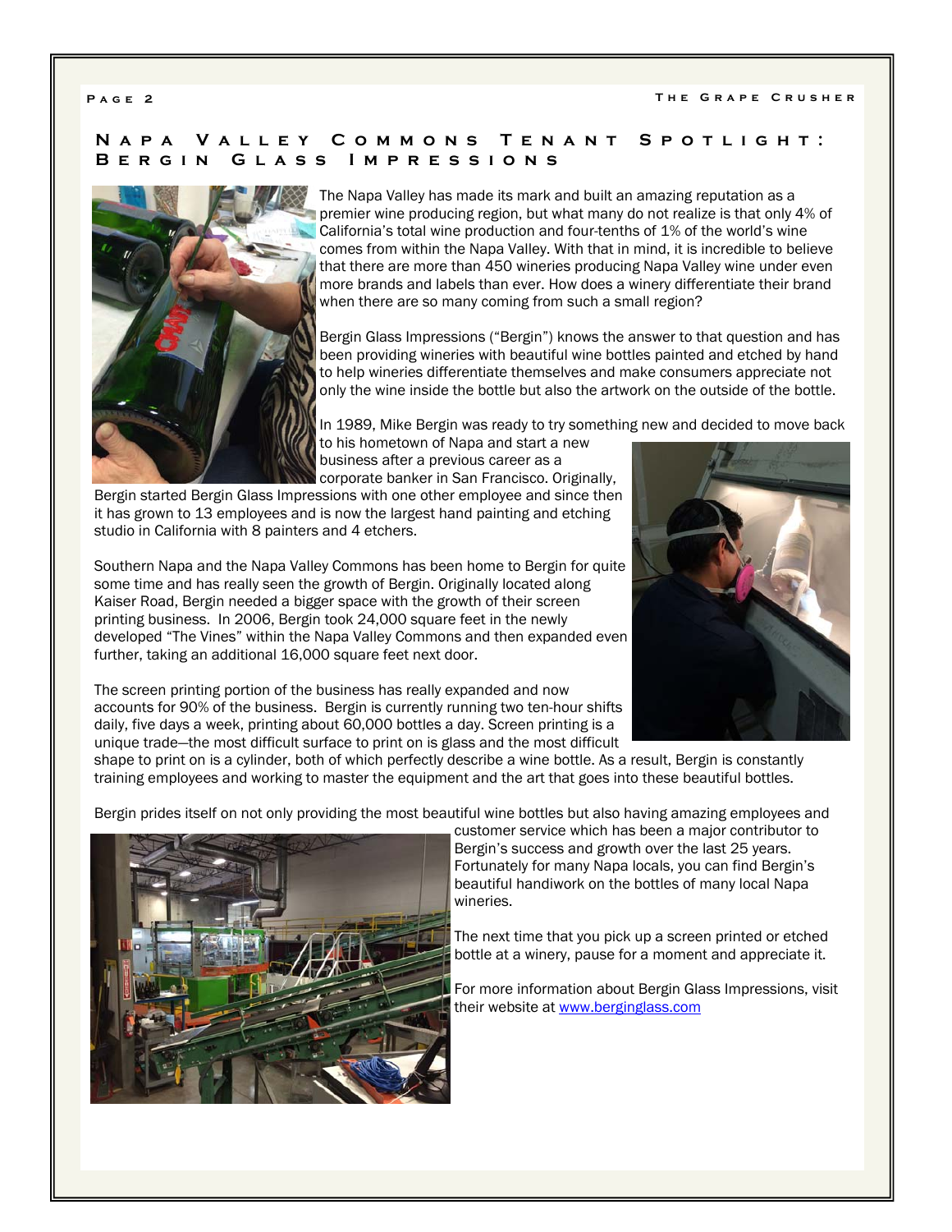## Napa Valley Commons Tenant Spotlight: Bergin Glass Impressions

The Napa Valley has made its mark and built an amazing reputation as a premier wine producing region, but what many do not realize is that only 4% of California's total wine production and four-tenths of 1% of the world's wine comes from within the Napa Valley. With that in mind, it is incredible to believe that there are more than 450 wineries producing Napa Valley wine under even more brands and labels than ever. How does a winery differentiate their brand when there are so many coming from such a small region?

Bergin Glass Impressions ("Bergin") knows the answer to that question and has been providing wineries with beautiful wine bottles painted and etched by hand to help wineries differentiate themselves and make consumers appreciate not only the wine inside the bottle but also the artwork on the outside of the bottle.

In 1989, Mike Bergin was ready to try something new and decided to move back to his hometown of Napa and start a new business after a previous career as a corporate banker in San Francisco. Originally, Bergin started Bergin Glass Impressions with one other employee and since then it has grown to 13 employees and is now the largest hand painting and etching studio in California with 8 painters and 4 etchers.

Southern Napa and the Napa Valley Commons has been home to Bergin for quite some time and has really seen the growth of Bergin. Originally located along Kaiser Road, Bergin needed a bigger space with the growth of their screen printing business. In 2006, Bergin took 24,000 square feet in the newly developed "The Vines" within the Napa Valley Commons and then expanded even further, taking an additional 16,000 square feet next door.

The screen printing portion of the business has really expanded and now accounts for 90% of the business. Bergin is currently running two ten-hour shifts daily, five days a week, printing about 60,000 bottles a day. Screen printing is a unique trade—the most difficult surface to print on is glass and the most difficult shape to print on is a cylinder, both of which perfectly describe a wine bottle. As a result, Bergin is constantly training employees and working to master the equipment and the art that goes into these beautiful bottles.

Bergin prides itself on not only providing the most beautiful wine bottles but also having amazing employees and customer service which has been a major contributor to Bergin's success and growth over the last 25 years. Fortunately for many Napa locals, you can find Bergin's beautiful handiwork on the bottles of many local Napa wineries.

The next time that you pick up a screen printed or etched bottle at a winery, pause for a moment and appreciate it.

For more information about Bergin Glass Impressions, visit their website at [www.berginglass.com](http://www.berginglass.com)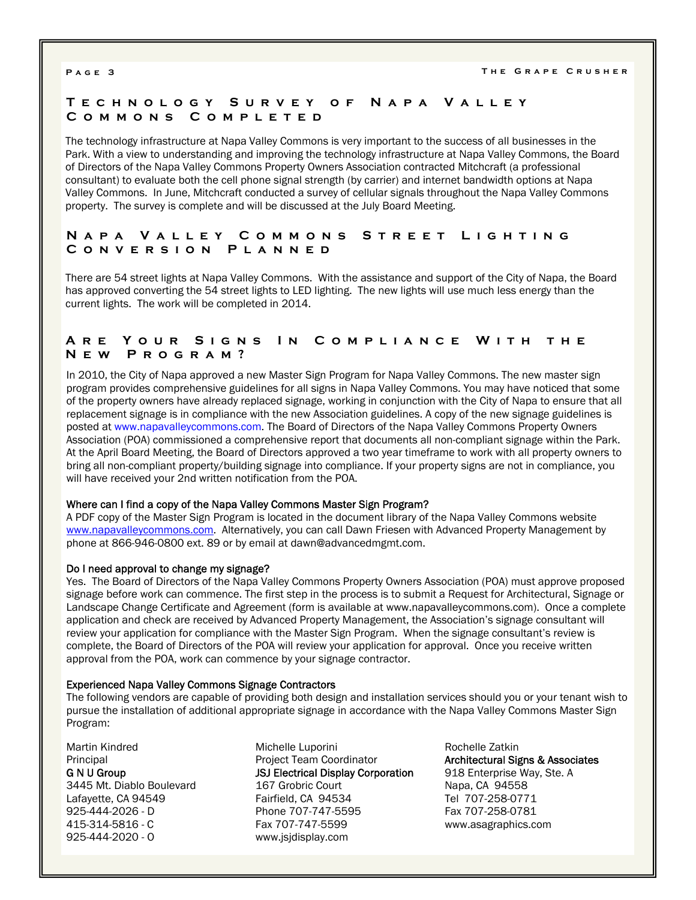## Technology Survey of Napa Valley Commons Completed

The technology infrastructure at Napa Valley Commons is very important to the success of all businesses in the Park. With a view to understanding and improving the technology infrastructure at Napa Valley Commons, the Board of Directors of the Napa Valley Commons Property Owners Association contracted Mitchcraft (a professional consultant) to evaluate both the cell phone signal strength (by carrier) and internet bandwidth options at Napa Valley Commons. In June, Mitchcraft conducted a survey of cellular signals throughout the Napa Valley Commons property. The survey is complete and will be discussed at the July Board Meeting.

## Napa Valley Commons Street Lighting Conversion Planned

There are 54 street lights at Napa Valley Commons. With the assistance and support of the City of Napa, the Board has approved converting the 54 street lights to LED lighting. The new lights will use much less energy than the current lights. The work will be completed in 2014.

## Are Your Signs In Compliance With the New Program?

In 2010, the City of Napa approved a new Master Sign Program for Napa Valley Commons. The new master sign program provides comprehensive guidelines for all signs in Napa Valley Commons. You may have noticed that some of the property owners have already replaced signage, working in conjunction with the City of Napa to ensure that all replacement signage is in compliance with the new Association guidelines. A copy of the new signage guidelines is posted at www.napavalleycommons.com. The Board of Directors of the Napa Valley Commons Property Owners Association (POA) commissioned a comprehensive report that documents all non-compliant signage within the Park. At the April Board Meeting, the Board of Directors approved a two year timeframe to work with all property owners to bring all non-compliant property/building signage into compliance. If your property signs are not in compliance, you will have received your 2nd written notification from the POA.

**Where can I find a copy of the Napa Valley Commons Master Sign Program?**

A PDF copy of the Master Sign Program is located in the document library of the Napa Valley Commons website www.napavalleycommons.com. Alternatively, you can call Dawn Friesen with Advanced Property Management by phone at 866-946-0800 ext. 89 or by email at dawn@advancedmgmt.com.

**Do I need approval to change my signage?**

Yes. The Board of Directors of the Napa Valley Commons Property Owners Association (POA) must approve proposed signage before work can commence. The first step in the process is to submit a Request for Architectural, Signage or Landscape Change Certificate and Agreement (form is available at www.napavalleycommons.com). Once a complete application and check are received by Advanced Property Management, the Association's signage consultant will review your application for compliance with the Master Sign Program. When the signage consultant's review is complete, the Board of Directors of the POA will review your application for approval. Once you receive written approval from the POA, work can commence by your signage contractor.

**Experienced Napa Valley Commons Signage Contractors**

The following vendors are capable of providing both design and installation services should you or your tenant wish to pursue the installation of additional appropriate signage in accordance with the Napa Valley Commons Master Sign Program:

Martin Kindred
Principal
**G N U Group**
3445 Mt. Diablo Boulevard
Lafayette, CA 94549
925-444-2026 - D
415-314-5816 - C
925-444-2020 - O

Michelle Luporini
Project Team Coordinator
**JSJ Electrical Display Corporation**
167 Grobric Court
Fairfield, CA 94534
Phone 707-747-5595
Fax 707-747-5599
www.jsjdisplay.com

Rochelle Zatkin
**Architectural Signs & Associates**
918 Enterprise Way, Ste. A
Napa, CA 94558
Tel 707-258-0771
Fax 707-258-0781
www.asagraphics.com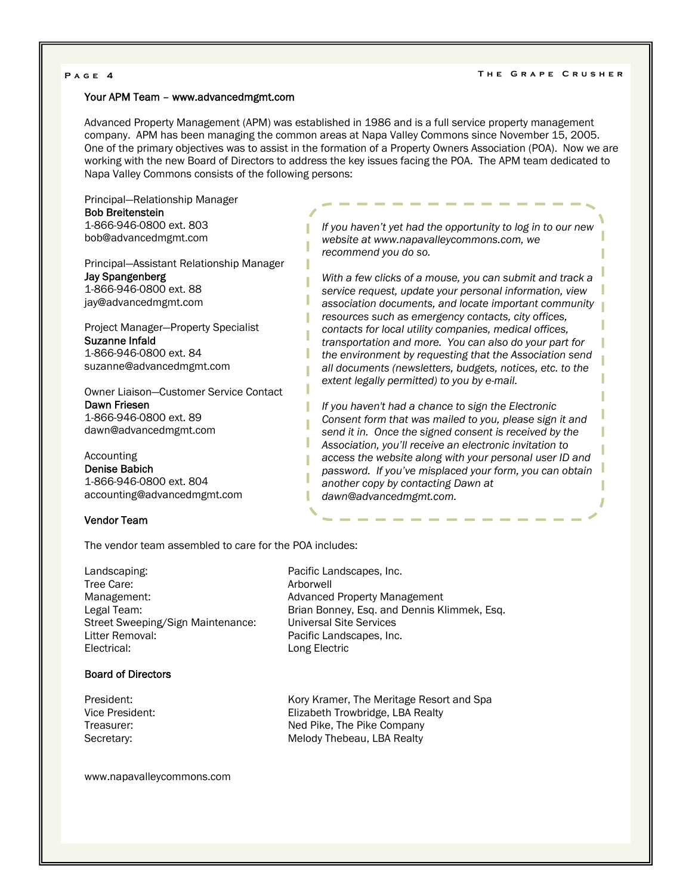## Your APM Team – www.advancedmgmt.com

Advanced Property Management (APM) was established in 1986 and is a full service property management company. APM has been managing the common areas at Napa Valley Commons since November 15, 2005. One of the primary objectives was to assist in the formation of a Property Owners Association (POA). Now we are working with the new Board of Directors to address the key issues facing the POA. The APM team dedicated to Napa Valley Commons consists of the following persons:

Principal—Relationship Manager
**Bob Breitenstein**
1-866-946-0800 ext. 803
bob@advancedmgmt.com

Principal—Assistant Relationship Manager
**Jay Spangenberg**
1-866-946-0800 ext. 88
jay@advancedmgmt.com

Project Manager—Property Specialist
**Suzanne Infald**
1-866-946-0800 ext. 84
suzanne@advancedmgmt.com

Owner Liaison—Customer Service Contact
**Dawn Friesen**
1-866-946-0800 ext. 89
dawn@advancedmgmt.com

Accounting
**Denise Babich**
1-866-946-0800 ext. 804
accounting@advancedmgmt.com

*If you haven't yet had the opportunity to log in to our new website at www.napavalleycommons.com, we recommend you do so.*

*With a few clicks of a mouse, you can submit and track a service request, update your personal information, view association documents, and locate important community resources such as emergency contacts, city offices, contacts for local utility companies, medical offices, transportation and more. You can also do your part for the environment by requesting that the Association send all documents (newsletters, budgets, notices, etc. to the extent legally permitted) to you by e-mail.*

*If you haven't had a chance to sign the Electronic Consent form that was mailed to you, please sign it and send it in. Once the signed consent is received by the Association, you'll receive an electronic invitation to access the website along with your personal user ID and password. If you've misplaced your form, you can obtain another copy by contacting Dawn at dawn@advancedmgmt.com.*

## Vendor Team

The vendor team assembled to care for the POA includes:

| | |
|---|---|
| Landscaping: | Pacific Landscapes, Inc. |
| Tree Care: | Arborwell |
| Management: | Advanced Property Management |
| Legal Team: | Brian Bonney, Esq. and Dennis Klimmek, Esq. |
| Street Sweeping/Sign Maintenance: | Universal Site Services |
| Litter Removal: | Pacific Landscapes, Inc. |
| Electrical: | Long Electric |

## Board of Directors

| | |
|---|---|
| President: | Kory Kramer, The Meritage Resort and Spa |
| Vice President: | Elizabeth Trowbridge, LBA Realty |
| Treasurer: | Ned Pike, The Pike Company |
| Secretary: | Melody Thebeau, LBA Realty |

www.napavalleycommons.com